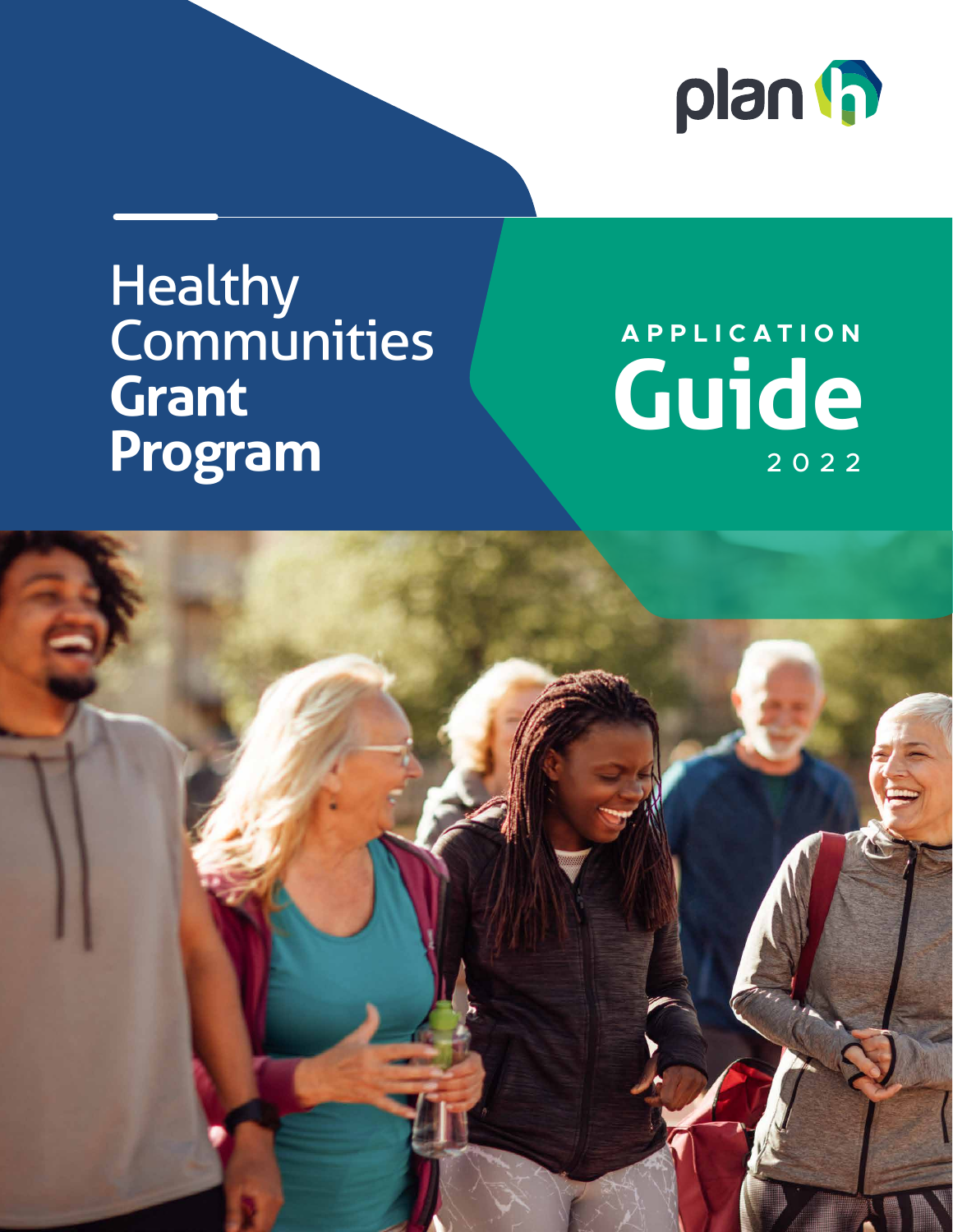plan h

# Healthy Communities **Grant Program**

APPLICATION

# Guide

2022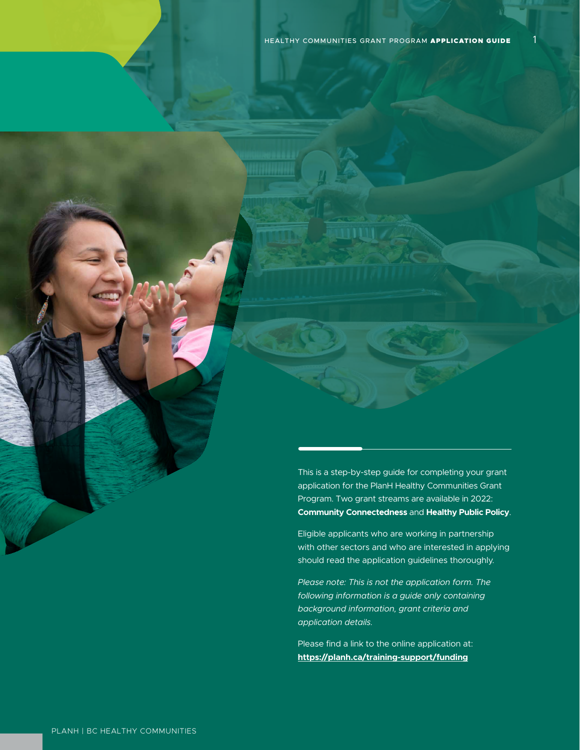This is a step-by-step guide for completing your grant application for the PlanH Healthy Communities Grant Program. Two grant streams are available in 2022: **Community Connectedness** and **Healthy Public Policy**.

Eligible applicants who are working in partnership with other sectors and who are interested in applying should read the application guidelines thoroughly.

*Please note: This is not the application form. The following information is a guide only containing background information, grant criteria and application details.*

Please find a link to the online application at: **https://planh.ca/training-support/funding**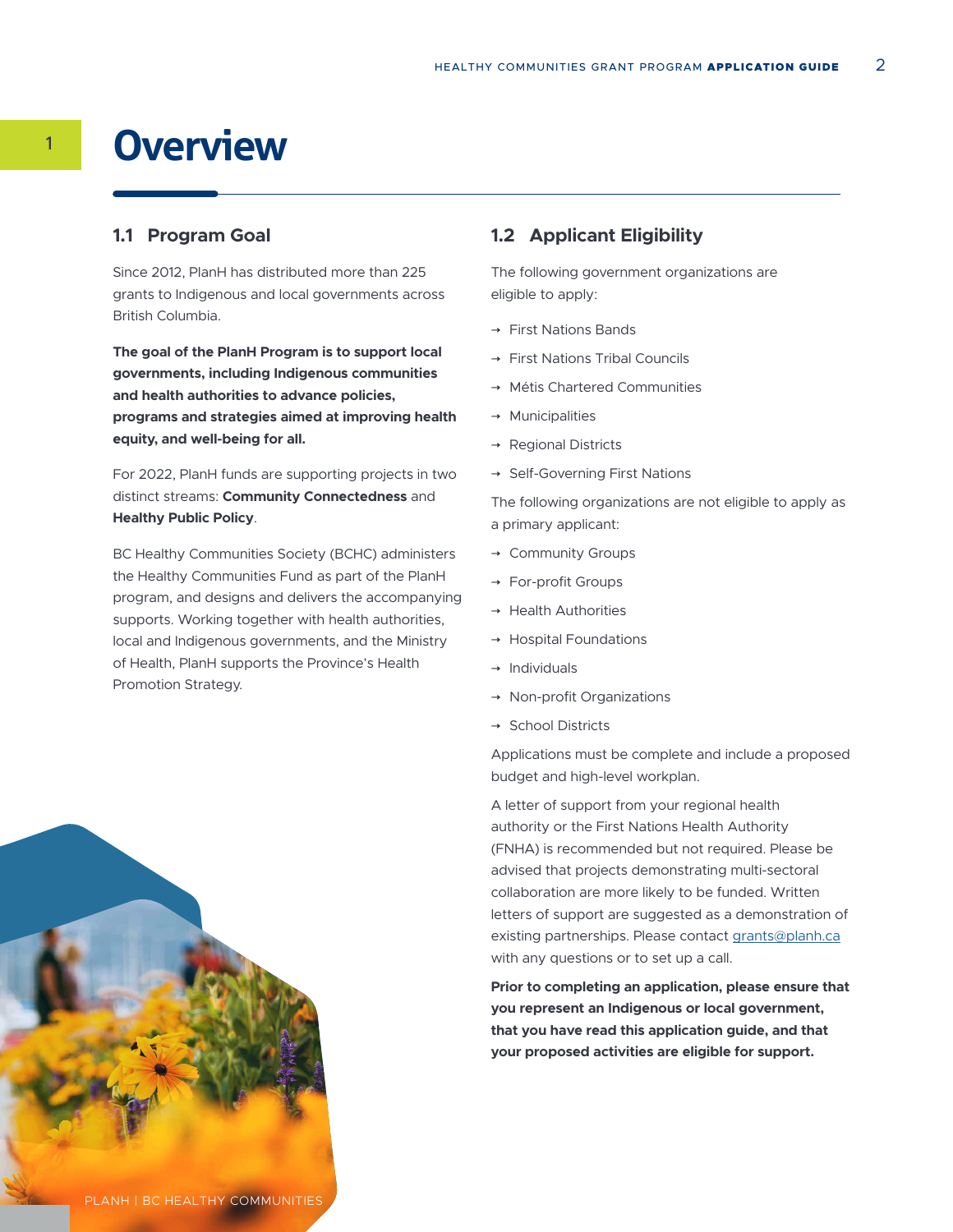# 1 Overview

## 1.1 Program Goal

Since 2012, PlanH has distributed more than 225 grants to Indigenous and local governments across British Columbia.

**The goal of the PlanH Program is to support local governments, including Indigenous communities and health authorities to advance policies, programs and strategies aimed at improving health equity, and well-being for all.**

For 2022, PlanH funds are supporting projects in two distinct streams: **Community Connectedness** and **Healthy Public Policy**.

BC Healthy Communities Society (BCHC) administers the Healthy Communities Fund as part of the PlanH program, and designs and delivers the accompanying supports. Working together with health authorities, local and Indigenous governments, and the Ministry of Health, PlanH supports the Province's Health Promotion Strategy.

## 1.2 Applicant Eligibility

The following government organizations are eligible to apply:

- First Nations Bands
- First Nations Tribal Councils
- Métis Chartered Communities
- Municipalities
- Regional Districts
- Self-Governing First Nations

The following organizations are not eligible to apply as a primary applicant:

- Community Groups
- For-profit Groups
- Health Authorities
- Hospital Foundations
- Individuals
- Non-profit Organizations
- School Districts

Applications must be complete and include a proposed budget and high-level workplan.

A letter of support from your regional health authority or the First Nations Health Authority (FNHA) is recommended but not required. Please be advised that projects demonstrating multi-sectoral collaboration are more likely to be funded. Written letters of support are suggested as a demonstration of existing partnerships. Please contact grants@planh.ca with any questions or to set up a call.

**Prior to completing an application, please ensure that you represent an Indigenous or local government, that you have read this application guide, and that your proposed activities are eligible for support.**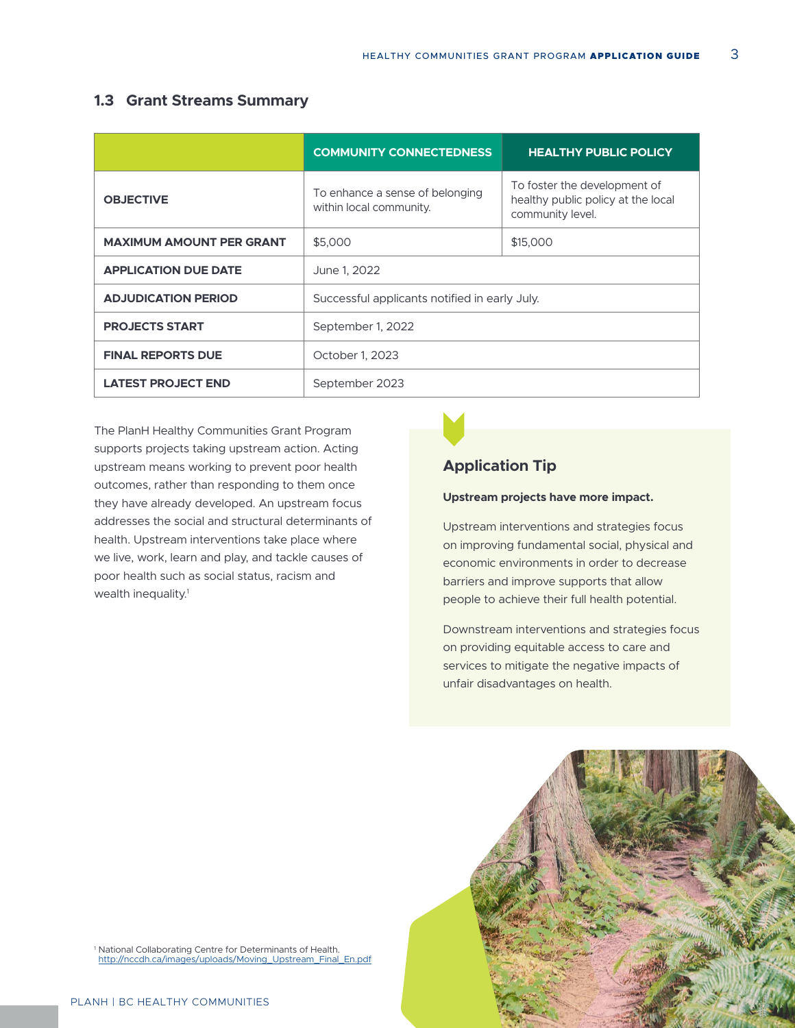## 1.3 Grant Streams Summary

| | COMMUNITY CONNECTEDNESS | HEALTHY PUBLIC POLICY |
|---|---|---|
| **OBJECTIVE** | To enhance a sense of belonging within local community. | To foster the development of healthy public policy at the local community level. |
| **MAXIMUM AMOUNT PER GRANT** | $5,000 | $15,000 |
| **APPLICATION DUE DATE** | June 1, 2022 | |
| **ADJUDICATION PERIOD** | Successful applicants notified in early July. | |
| **PROJECTS START** | September 1, 2022 | |
| **FINAL REPORTS DUE** | October 1, 2023 | |
| **LATEST PROJECT END** | September 2023 | |

The PlanH Healthy Communities Grant Program supports projects taking upstream action. Acting upstream means working to prevent poor health outcomes, rather than responding to them once they have already developed. An upstream focus addresses the social and structural determinants of health. Upstream interventions take place where we live, work, learn and play, and tackle causes of poor health such as social status, racism and wealth inequality.[1]

### Application Tip

**Upstream projects have more impact.**

Upstream interventions and strategies focus on improving fundamental social, physical and economic environments in order to decrease barriers and improve supports that allow people to achieve their full health potential.

Downstream interventions and strategies focus on providing equitable access to care and services to mitigate the negative impacts of unfair disadvantages on health.

[1] National Collaborating Centre for Determinants of Health. http://nccdh.ca/images/uploads/Moving_Upstream_Final_En.pdf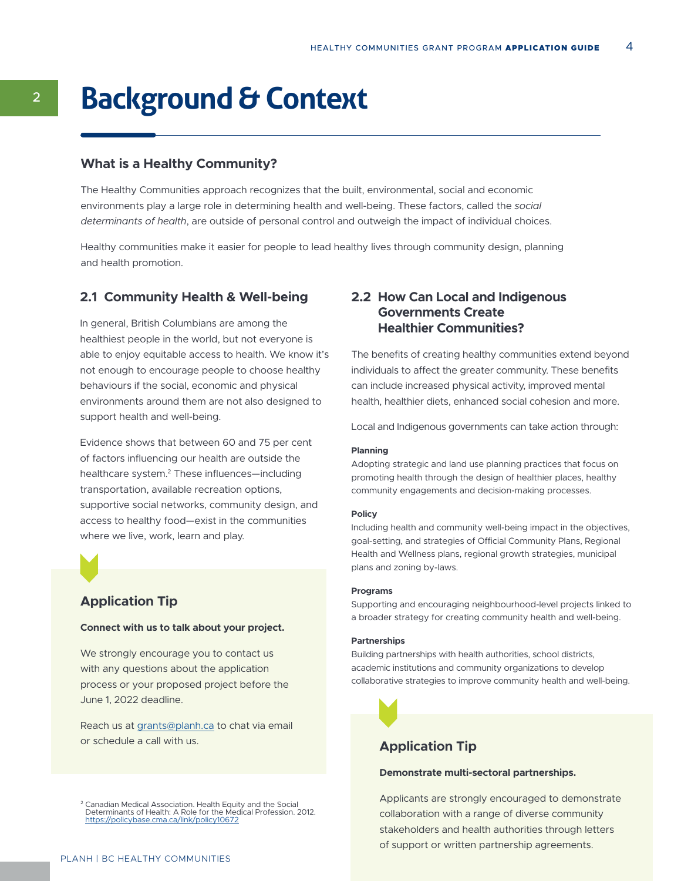# 2 Background & Context

### What is a Healthy Community?

The Healthy Communities approach recognizes that the built, environmental, social and economic environments play a large role in determining health and well-being. These factors, called the *social determinants of health*, are outside of personal control and outweigh the impact of individual choices.

Healthy communities make it easier for people to lead healthy lives through community design, planning and health promotion.

## 2.1 Community Health & Well-being

In general, British Columbians are among the healthiest people in the world, but not everyone is able to enjoy equitable access to health. We know it's not enough to encourage people to choose healthy behaviours if the social, economic and physical environments around them are not also designed to support health and well-being.

Evidence shows that between 60 and 75 per cent of factors influencing our health are outside the healthcare system.[2] These influences—including transportation, available recreation options, supportive social networks, community design, and access to healthy food—exist in the communities where we live, work, learn and play.

### Application Tip

**Connect with us to talk about your project.**

We strongly encourage you to contact us with any questions about the application process or your proposed project before the June 1, 2022 deadline.

Reach us at grants@planh.ca to chat via email or schedule a call with us.

[2] Canadian Medical Association. Health Equity and the Social Determinants of Health: A Role for the Medical Profession. 2012. https://policybase.cma.ca/link/policy10672

## 2.2 How Can Local and Indigenous Governments Create Healthier Communities?

The benefits of creating healthy communities extend beyond individuals to affect the greater community. These benefits can include increased physical activity, improved mental health, healthier diets, enhanced social cohesion and more.

Local and Indigenous governments can take action through:

**Planning**
Adopting strategic and land use planning practices that focus on promoting health through the design of healthier places, healthy community engagements and decision-making processes.

**Policy**
Including health and community well-being impact in the objectives, goal-setting, and strategies of Official Community Plans, Regional Health and Wellness plans, regional growth strategies, municipal plans and zoning by-laws.

**Programs**
Supporting and encouraging neighbourhood-level projects linked to a broader strategy for creating community health and well-being.

**Partnerships**
Building partnerships with health authorities, school districts, academic institutions and community organizations to develop collaborative strategies to improve community health and well-being.

### Application Tip

**Demonstrate multi-sectoral partnerships.**

Applicants are strongly encouraged to demonstrate collaboration with a range of diverse community stakeholders and health authorities through letters of support or written partnership agreements.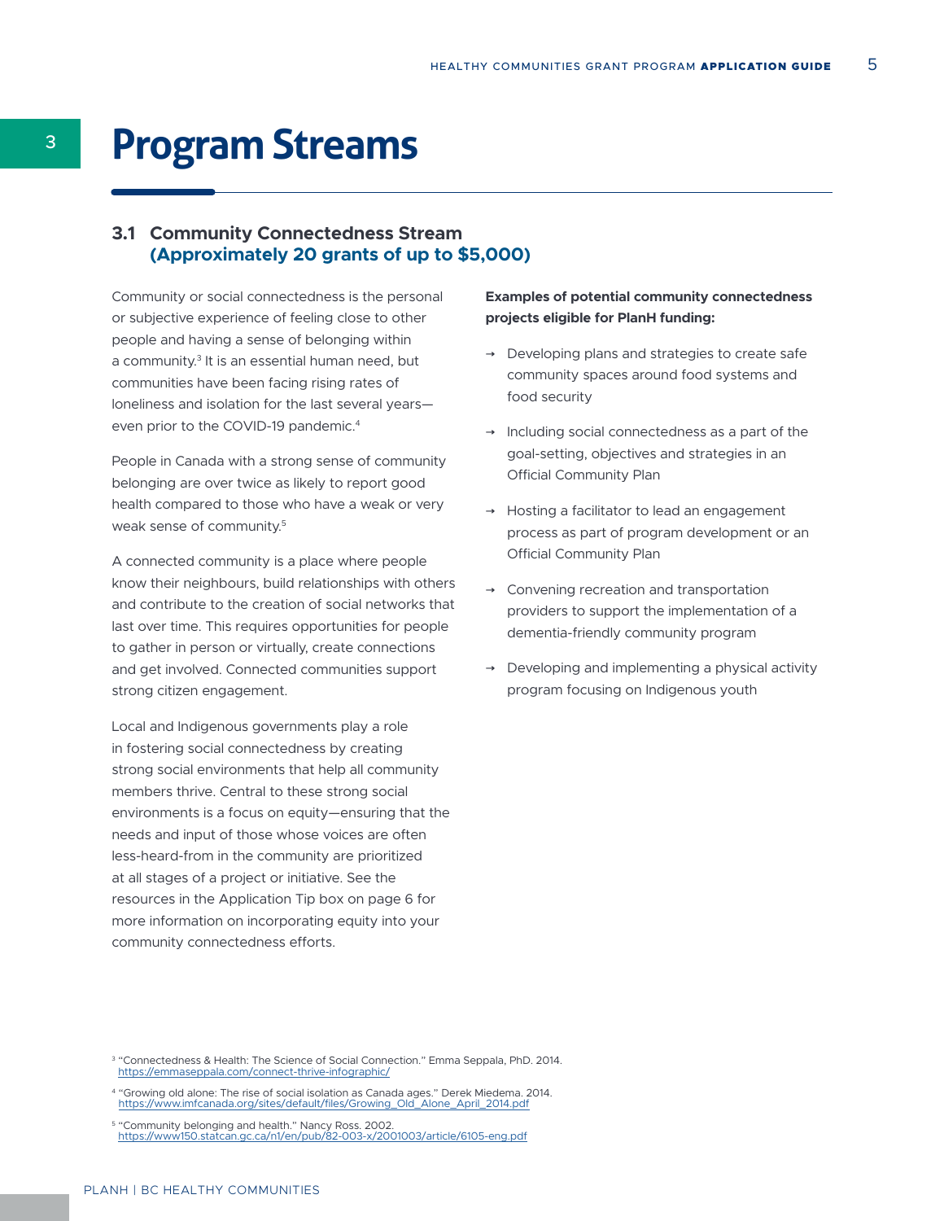# 3 Program Streams

## 3.1 Community Connectedness Stream (Approximately 20 grants of up to $5,000)

Community or social connectedness is the personal or subjective experience of feeling close to other people and having a sense of belonging within a community.[3] It is an essential human need, but communities have been facing rising rates of loneliness and isolation for the last several years—even prior to the COVID-19 pandemic.[4]

People in Canada with a strong sense of community belonging are over twice as likely to report good health compared to those who have a weak or very weak sense of community.[5]

A connected community is a place where people know their neighbours, build relationships with others and contribute to the creation of social networks that last over time. This requires opportunities for people to gather in person or virtually, create connections and get involved. Connected communities support strong citizen engagement.

Local and Indigenous governments play a role in fostering social connectedness by creating strong social environments that help all community members thrive. Central to these strong social environments is a focus on equity—ensuring that the needs and input of those whose voices are often less-heard-from in the community are prioritized at all stages of a project or initiative. See the resources in the Application Tip box on page 6 for more information on incorporating equity into your community connectedness efforts.

**Examples of potential community connectedness projects eligible for PlanH funding:**

- Developing plans and strategies to create safe community spaces around food systems and food security
- Including social connectedness as a part of the goal-setting, objectives and strategies in an Official Community Plan
- Hosting a facilitator to lead an engagement process as part of program development or an Official Community Plan
- Convening recreation and transportation providers to support the implementation of a dementia-friendly community program
- Developing and implementing a physical activity program focusing on Indigenous youth

[3] "Connectedness & Health: The Science of Social Connection." Emma Seppala, PhD. 2014. https://emmaseppala.com/connect-thrive-infographic/

[4] "Growing old alone: The rise of social isolation as Canada ages." Derek Miedema. 2014. https://www.imfcanada.org/sites/default/files/Growing_Old_Alone_April_2014.pdf

[5] "Community belonging and health." Nancy Ross. 2002. https://www150.statcan.gc.ca/n1/en/pub/82-003-x/2001003/article/6105-eng.pdf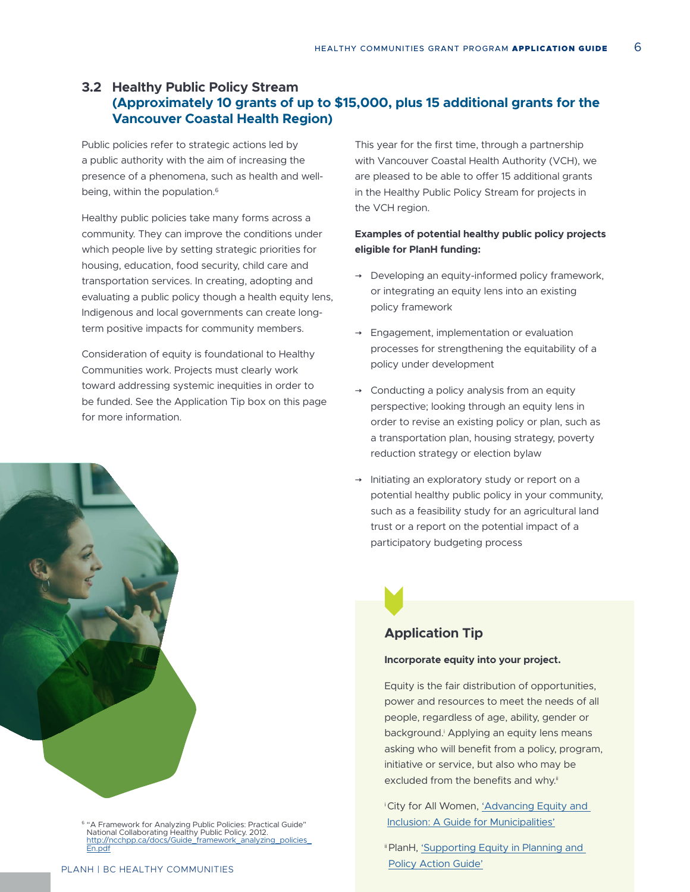## 3.2 Healthy Public Policy Stream (Approximately 10 grants of up to $15,000, plus 15 additional grants for the Vancouver Coastal Health Region)

Public policies refer to strategic actions led by a public authority with the aim of increasing the presence of a phenomena, such as health and well-being, within the population.[6]

Healthy public policies take many forms across a community. They can improve the conditions under which people live by setting strategic priorities for housing, education, food security, child care and transportation services. In creating, adopting and evaluating a public policy though a health equity lens, Indigenous and local governments can create long-term positive impacts for community members.

Consideration of equity is foundational to Healthy Communities work. Projects must clearly work toward addressing systemic inequities in order to be funded. See the Application Tip box on this page for more information.

This year for the first time, through a partnership with Vancouver Coastal Health Authority (VCH), we are pleased to be able to offer 15 additional grants in the Healthy Public Policy Stream for projects in the VCH region.

**Examples of potential healthy public policy projects eligible for PlanH funding:**

- Developing an equity-informed policy framework, or integrating an equity lens into an existing policy framework
- Engagement, implementation or evaluation processes for strengthening the equitability of a policy under development
- Conducting a policy analysis from an equity perspective; looking through an equity lens in order to revise an existing policy or plan, such as a transportation plan, housing strategy, poverty reduction strategy or election bylaw
- Initiating an exploratory study or report on a potential healthy public policy in your community, such as a feasibility study for an agricultural land trust or a report on the potential impact of a participatory budgeting process

### Application Tip

**Incorporate equity into your project.**

Equity is the fair distribution of opportunities, power and resources to meet the needs of all people, regardless of age, ability, gender or background.[i] Applying an equity lens means asking who will benefit from a policy, program, initiative or service, but also who may be excluded from the benefits and why.[ii]

[i] City for All Women, 'Advancing Equity and Inclusion: A Guide for Municipalities'

[ii] PlanH, 'Supporting Equity in Planning and Policy Action Guide'

[6] "A Framework for Analyzing Public Policies: Practical Guide" National Collaborating Healthy Public Policy. 2012. http://ncchpp.ca/docs/Guide_framework_analyzing_policies_En.pdf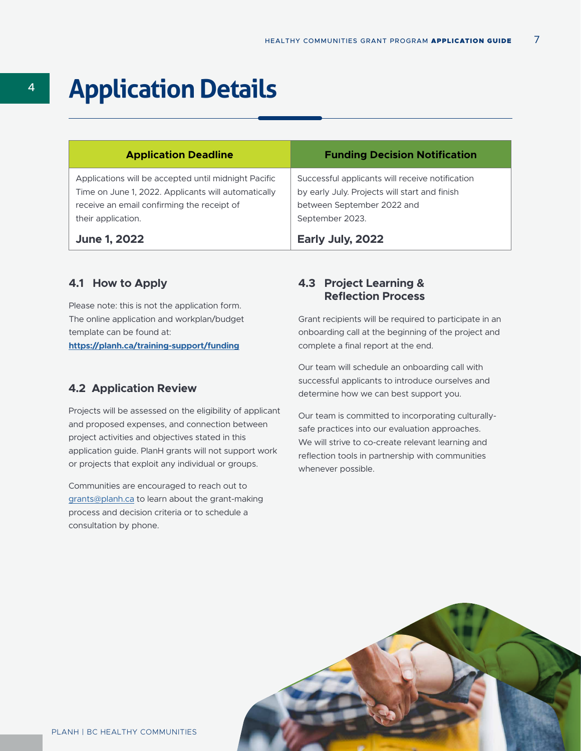# 4 Application Details

| Application Deadline | Funding Decision Notification |
| --- | --- |
| Applications will be accepted until midnight Pacific Time on June 1, 2022. Applicants will automatically receive an email confirming the receipt of their application. **June 1, 2022** | Successful applicants will receive notification by early July. Projects will start and finish between September 2022 and September 2023. **Early July, 2022** |

## 4.1 How to Apply

Please note: this is not the application form. The online application and workplan/budget template can be found at: **https://planh.ca/training-support/funding**

## 4.2 Application Review

Projects will be assessed on the eligibility of applicant and proposed expenses, and connection between project activities and objectives stated in this application guide. PlanH grants will not support work or projects that exploit any individual or groups.

Communities are encouraged to reach out to grants@planh.ca to learn about the grant-making process and decision criteria or to schedule a consultation by phone.

## 4.3 Project Learning & Reflection Process

Grant recipients will be required to participate in an onboarding call at the beginning of the project and complete a final report at the end.

Our team will schedule an onboarding call with successful applicants to introduce ourselves and determine how we can best support you.

Our team is committed to incorporating culturally-safe practices into our evaluation approaches. We will strive to co-create relevant learning and reflection tools in partnership with communities whenever possible.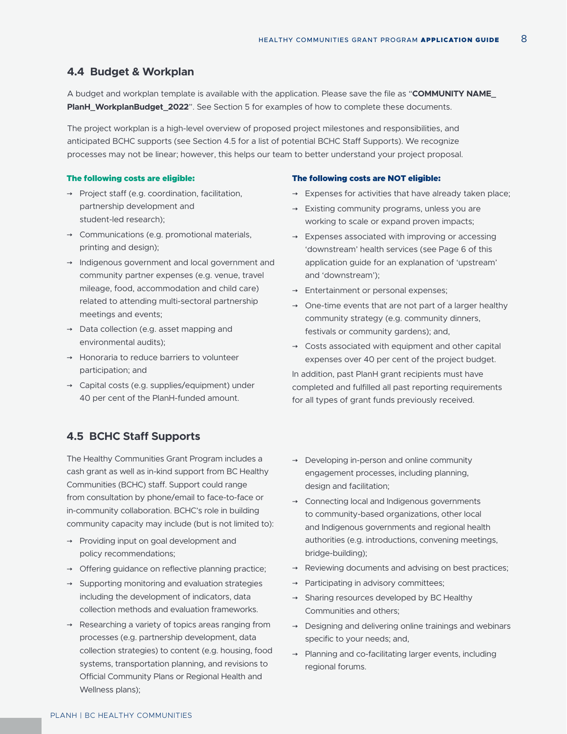## 4.4 Budget & Workplan

A budget and workplan template is available with the application. Please save the file as "**COMMUNITY NAME_ PlanH_WorkplanBudget_2022**". See Section 5 for examples of how to complete these documents.

The project workplan is a high-level overview of proposed project milestones and responsibilities, and anticipated BCHC supports (see Section 4.5 for a list of potential BCHC Staff Supports). We recognize processes may not be linear; however, this helps our team to better understand your project proposal.

**The following costs are eligible:**

- Project staff (e.g. coordination, facilitation, partnership development and student-led research);
- Communications (e.g. promotional materials, printing and design);
- Indigenous government and local government and community partner expenses (e.g. venue, travel mileage, food, accommodation and child care) related to attending multi-sectoral partnership meetings and events;
- Data collection (e.g. asset mapping and environmental audits);
- Honoraria to reduce barriers to volunteer participation; and
- Capital costs (e.g. supplies/equipment) under 40 per cent of the PlanH-funded amount.

**The following costs are NOT eligible:**

- Expenses for activities that have already taken place;
- Existing community programs, unless you are working to scale or expand proven impacts;
- Expenses associated with improving or accessing 'downstream' health services (see Page 6 of this application guide for an explanation of 'upstream' and 'downstream');
- Entertainment or personal expenses;
- One-time events that are not part of a larger healthy community strategy (e.g. community dinners, festivals or community gardens); and,
- Costs associated with equipment and other capital expenses over 40 per cent of the project budget.

In addition, past PlanH grant recipients must have completed and fulfilled all past reporting requirements for all types of grant funds previously received.

## 4.5 BCHC Staff Supports

The Healthy Communities Grant Program includes a cash grant as well as in-kind support from BC Healthy Communities (BCHC) staff. Support could range from consultation by phone/email to face-to-face or in-community collaboration. BCHC's role in building community capacity may include (but is not limited to):

- Providing input on goal development and policy recommendations;
- Offering guidance on reflective planning practice;
- Supporting monitoring and evaluation strategies including the development of indicators, data collection methods and evaluation frameworks.
- Researching a variety of topics areas ranging from processes (e.g. partnership development, data collection strategies) to content (e.g. housing, food systems, transportation planning, and revisions to Official Community Plans or Regional Health and Wellness plans);
- Developing in-person and online community engagement processes, including planning, design and facilitation;
- Connecting local and Indigenous governments to community-based organizations, other local and Indigenous governments and regional health authorities (e.g. introductions, convening meetings, bridge-building);
- Reviewing documents and advising on best practices;
- Participating in advisory committees;
- Sharing resources developed by BC Healthy Communities and others;
- Designing and delivering online trainings and webinars specific to your needs; and,
- Planning and co-facilitating larger events, including regional forums.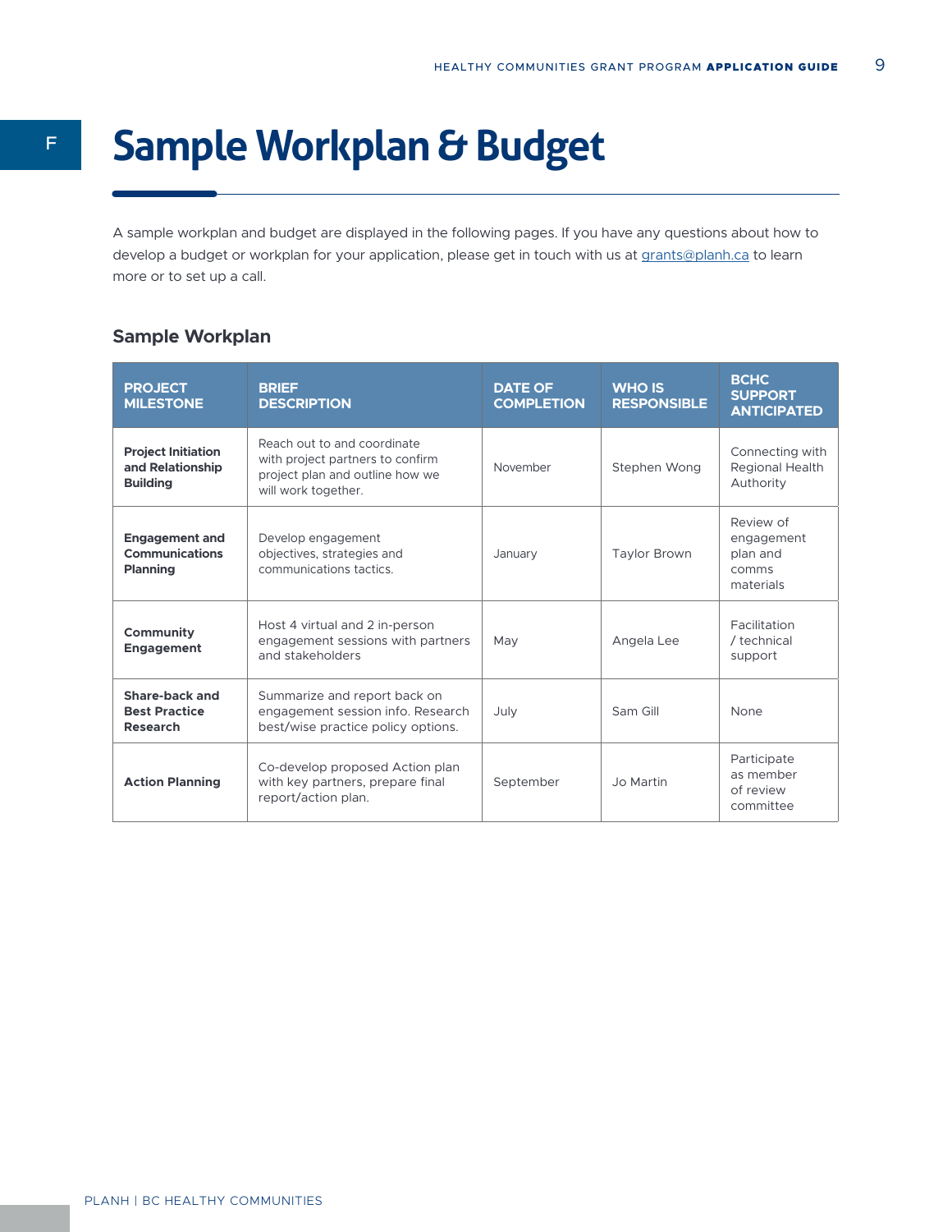# Sample Workplan & Budget

A sample workplan and budget are displayed in the following pages. If you have any questions about how to develop a budget or workplan for your application, please get in touch with us at grants@planh.ca to learn more or to set up a call.

## Sample Workplan

| PROJECT MILESTONE | BRIEF DESCRIPTION | DATE OF COMPLETION | WHO IS RESPONSIBLE | BCHC SUPPORT ANTICIPATED |
|---|---|---|---|---|
| **Project Initiation and Relationship Building** | Reach out to and coordinate with project partners to confirm project plan and outline how we will work together. | November | Stephen Wong | Connecting with Regional Health Authority |
| **Engagement and Communications Planning** | Develop engagement objectives, strategies and communications tactics. | January | Taylor Brown | Review of engagement plan and comms materials |
| **Community Engagement** | Host 4 virtual and 2 in-person engagement sessions with partners and stakeholders | May | Angela Lee | Facilitation / technical support |
| **Share-back and Best Practice Research** | Summarize and report back on engagement session info. Research best/wise practice policy options. | July | Sam Gill | None |
| **Action Planning** | Co-develop proposed Action plan with key partners, prepare final report/action plan. | September | Jo Martin | Participate as member of review committee |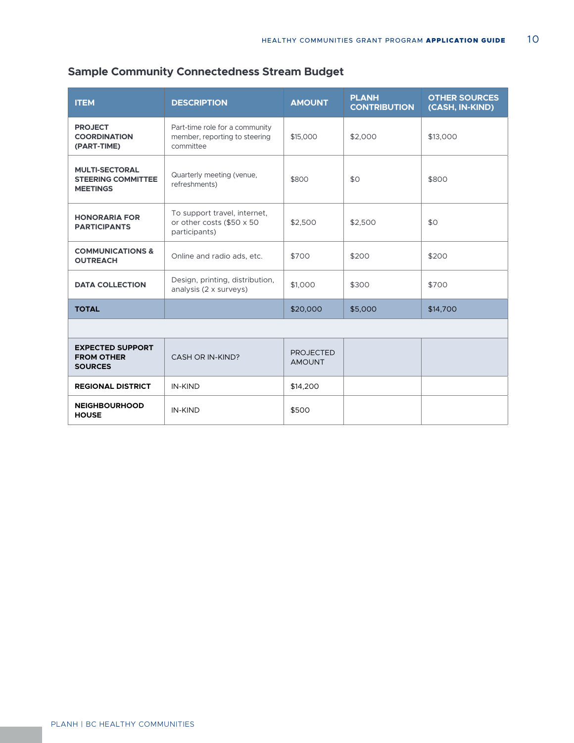## Sample Community Connectedness Stream Budget

| ITEM | DESCRIPTION | AMOUNT | PLANH CONTRIBUTION | OTHER SOURCES (CASH, IN-KIND) |
|---|---|---|---|---|
| **PROJECT COORDINATION (PART-TIME)** | Part-time role for a community member, reporting to steering committee | $15,000 | $2,000 | $13,000 |
| **MULTI-SECTORAL STEERING COMMITTEE MEETINGS** | Quarterly meeting (venue, refreshments) | $800 | $0 | $800 |
| **HONORARIA FOR PARTICIPANTS** | To support travel, internet, or other costs ($50 x 50 participants) | $2,500 | $2,500 | $0 |
| **COMMUNICATIONS & OUTREACH** | Online and radio ads, etc. | $700 | $200 | $200 |
| **DATA COLLECTION** | Design, printing, distribution, analysis (2 x surveys) | $1,000 | $300 | $700 |
| **TOTAL** | | $20,000 | $5,000 | $14,700 |
| | | | | |
| **EXPECTED SUPPORT FROM OTHER SOURCES** | CASH OR IN-KIND? | PROJECTED AMOUNT | | |
| **REGIONAL DISTRICT** | IN-KIND | $14,200 | | |
| **NEIGHBOURHOOD HOUSE** | IN-KIND | $500 | | |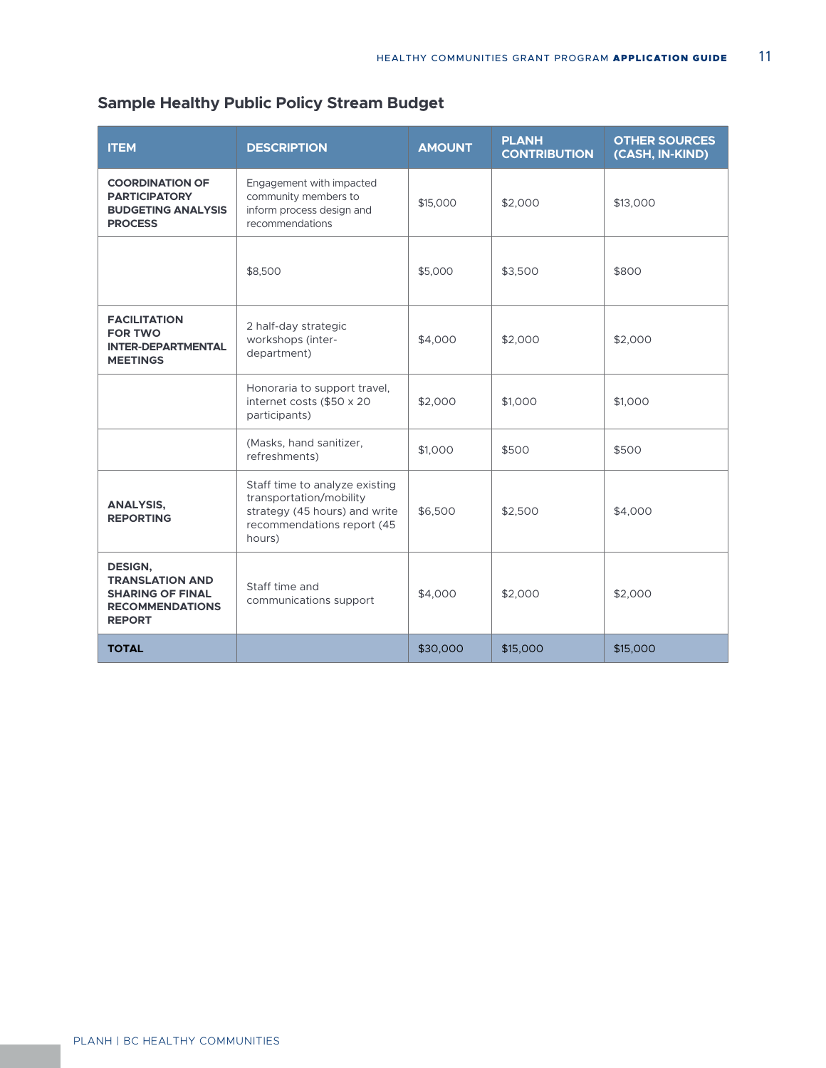## Sample Healthy Public Policy Stream Budget

| ITEM | DESCRIPTION | AMOUNT | PLANH CONTRIBUTION | OTHER SOURCES (CASH, IN-KIND) |
|---|---|---|---|---|
| **COORDINATION OF PARTICIPATORY BUDGETING ANALYSIS PROCESS** | Engagement with impacted community members to inform process design and recommendations | $15,000 | $2,000 | $13,000 |
| | $8,500 | $5,000 | $3,500 | $800 |
| **FACILITATION FOR TWO INTER-DEPARTMENTAL MEETINGS** | 2 half-day strategic workshops (inter-department) | $4,000 | $2,000 | $2,000 |
| | Honoraria to support travel, internet costs ($50 x 20 participants) | $2,000 | $1,000 | $1,000 |
| | (Masks, hand sanitizer, refreshments) | $1,000 | $500 | $500 |
| **ANALYSIS, REPORTING** | Staff time to analyze existing transportation/mobility strategy (45 hours) and write recommendations report (45 hours) | $6,500 | $2,500 | $4,000 |
| **DESIGN, TRANSLATION AND SHARING OF FINAL RECOMMENDATIONS REPORT** | Staff time and communications support | $4,000 | $2,000 | $2,000 |
| **TOTAL** | | $30,000 | $15,000 | $15,000 |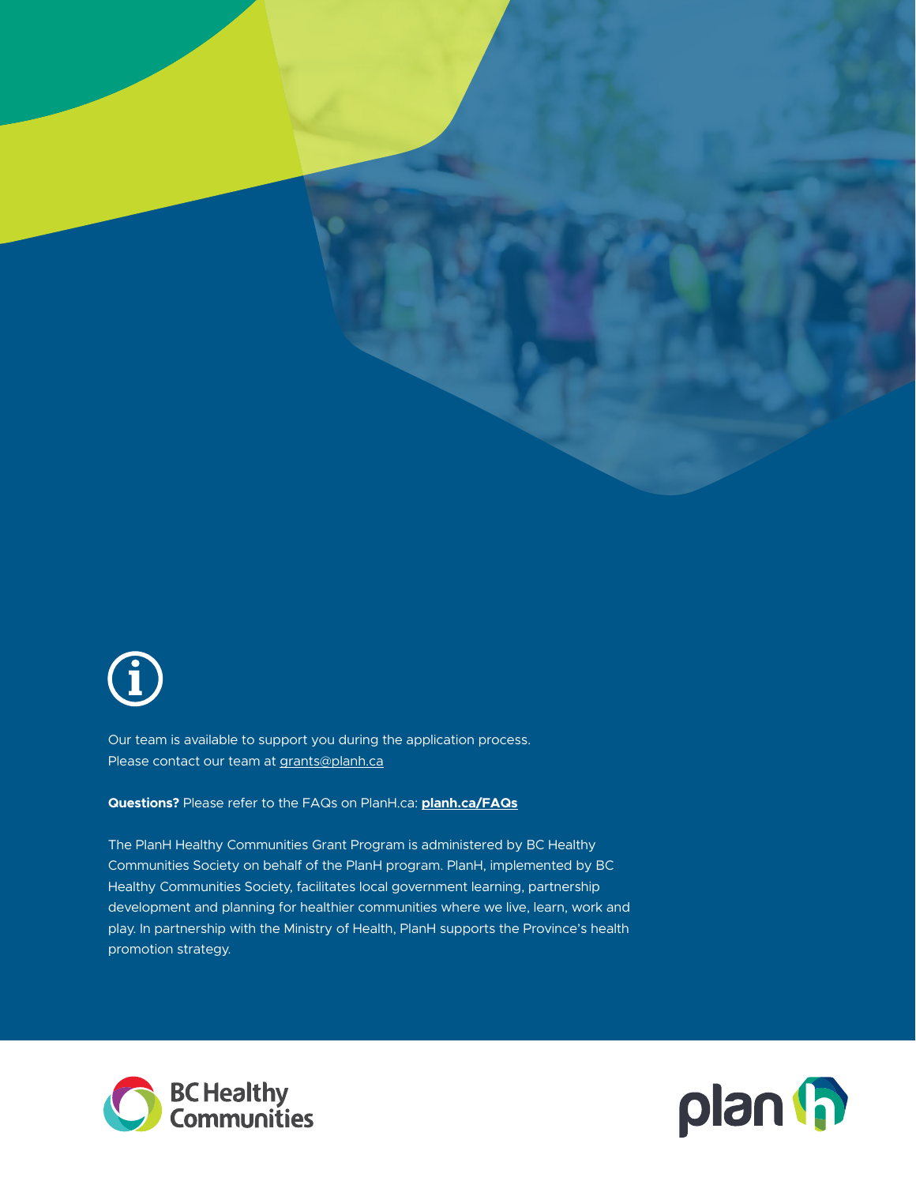Our team is available to support you during the application process.
Please contact our team at grants@planh.ca

**Questions?** Please refer to the FAQs on PlanH.ca: **planh.ca/FAQs**

The PlanH Healthy Communities Grant Program is administered by BC Healthy Communities Society on behalf of the PlanH program. PlanH, implemented by BC Healthy Communities Society, facilitates local government learning, partnership development and planning for healthier communities where we live, learn, work and play. In partnership with the Ministry of Health, PlanH supports the Province's health promotion strategy.

BC Healthy Communities

plan h